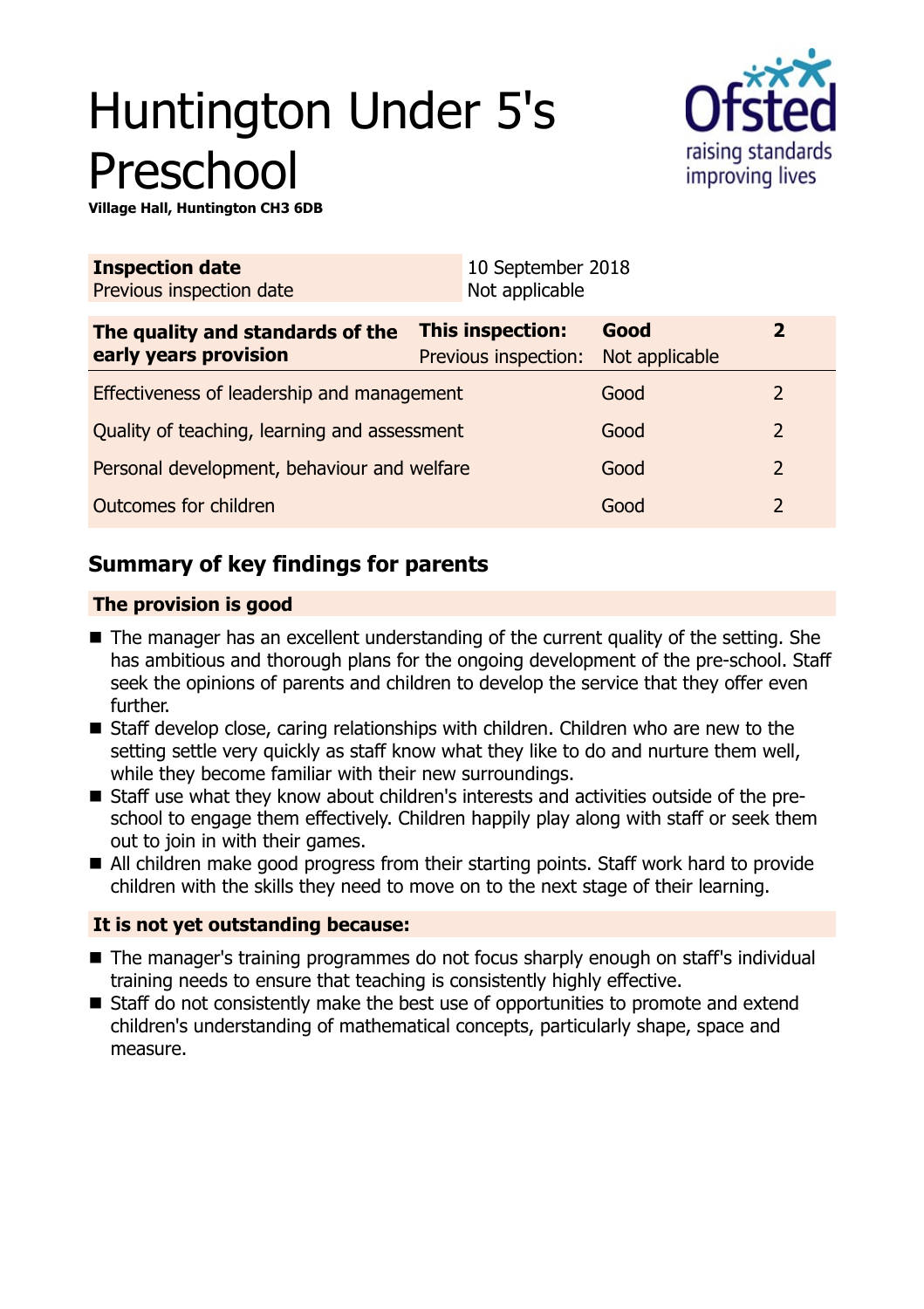# Huntington Under 5's Preschool

**Village Hall, Huntington CH3 6DB**

| **Inspection date** | 10 September 2018 |
| --- | --- |
| Previous inspection date | Not applicable |

| **The quality and standards of the early years provision** | **This inspection:** | **Good** | **2** |
| --- | --- | --- | --- |
| | Previous inspection: | Not applicable | |
| Effectiveness of leadership and management | | Good | 2 |
| Quality of teaching, learning and assessment | | Good | 2 |
| Personal development, behaviour and welfare | | Good | 2 |
| Outcomes for children | | Good | 2 |

## Summary of key findings for parents

### The provision is good

- The manager has an excellent understanding of the current quality of the setting. She has ambitious and thorough plans for the ongoing development of the pre-school. Staff seek the opinions of parents and children to develop the service that they offer even further.
- Staff develop close, caring relationships with children. Children who are new to the setting settle very quickly as staff know what they like to do and nurture them well, while they become familiar with their new surroundings.
- Staff use what they know about children's interests and activities outside of the pre-school to engage them effectively. Children happily play along with staff or seek them out to join in with their games.
- All children make good progress from their starting points. Staff work hard to provide children with the skills they need to move on to the next stage of their learning.

### It is not yet outstanding because:

- The manager's training programmes do not focus sharply enough on staff's individual training needs to ensure that teaching is consistently highly effective.
- Staff do not consistently make the best use of opportunities to promote and extend children's understanding of mathematical concepts, particularly shape, space and measure.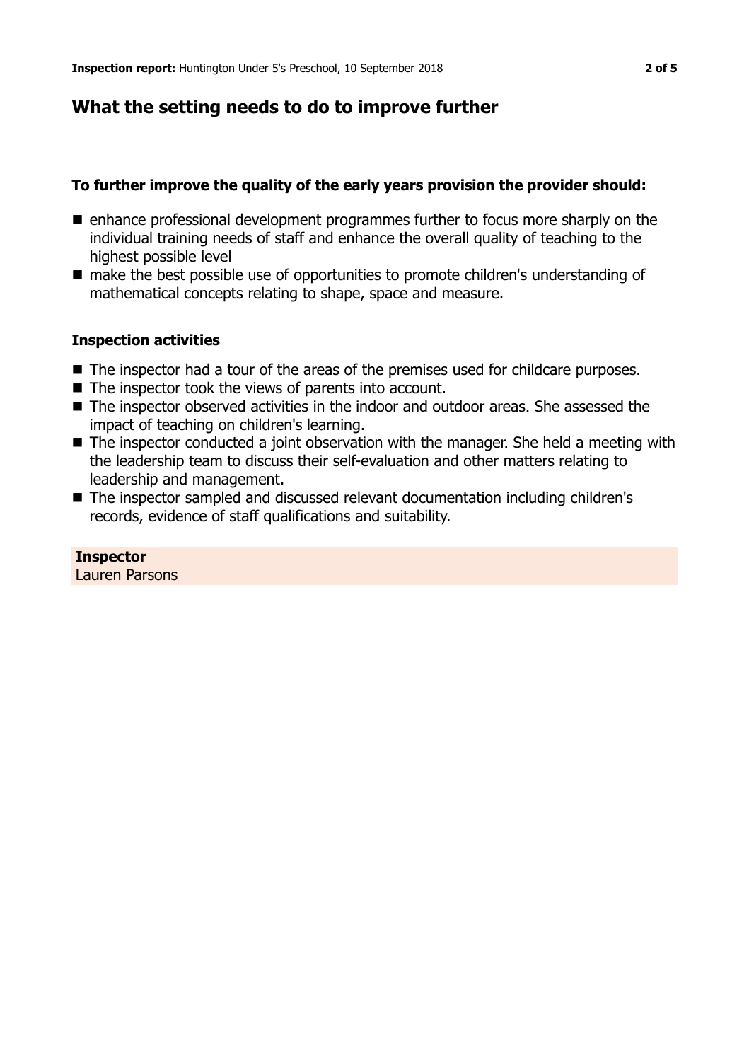## What the setting needs to do to improve further

### To further improve the quality of the early years provision the provider should:

- enhance professional development programmes further to focus more sharply on the individual training needs of staff and enhance the overall quality of teaching to the highest possible level
- make the best possible use of opportunities to promote children's understanding of mathematical concepts relating to shape, space and measure.

### Inspection activities

- The inspector had a tour of the areas of the premises used for childcare purposes.
- The inspector took the views of parents into account.
- The inspector observed activities in the indoor and outdoor areas. She assessed the impact of teaching on children's learning.
- The inspector conducted a joint observation with the manager. She held a meeting with the leadership team to discuss their self-evaluation and other matters relating to leadership and management.
- The inspector sampled and discussed relevant documentation including children's records, evidence of staff qualifications and suitability.

**Inspector**
Lauren Parsons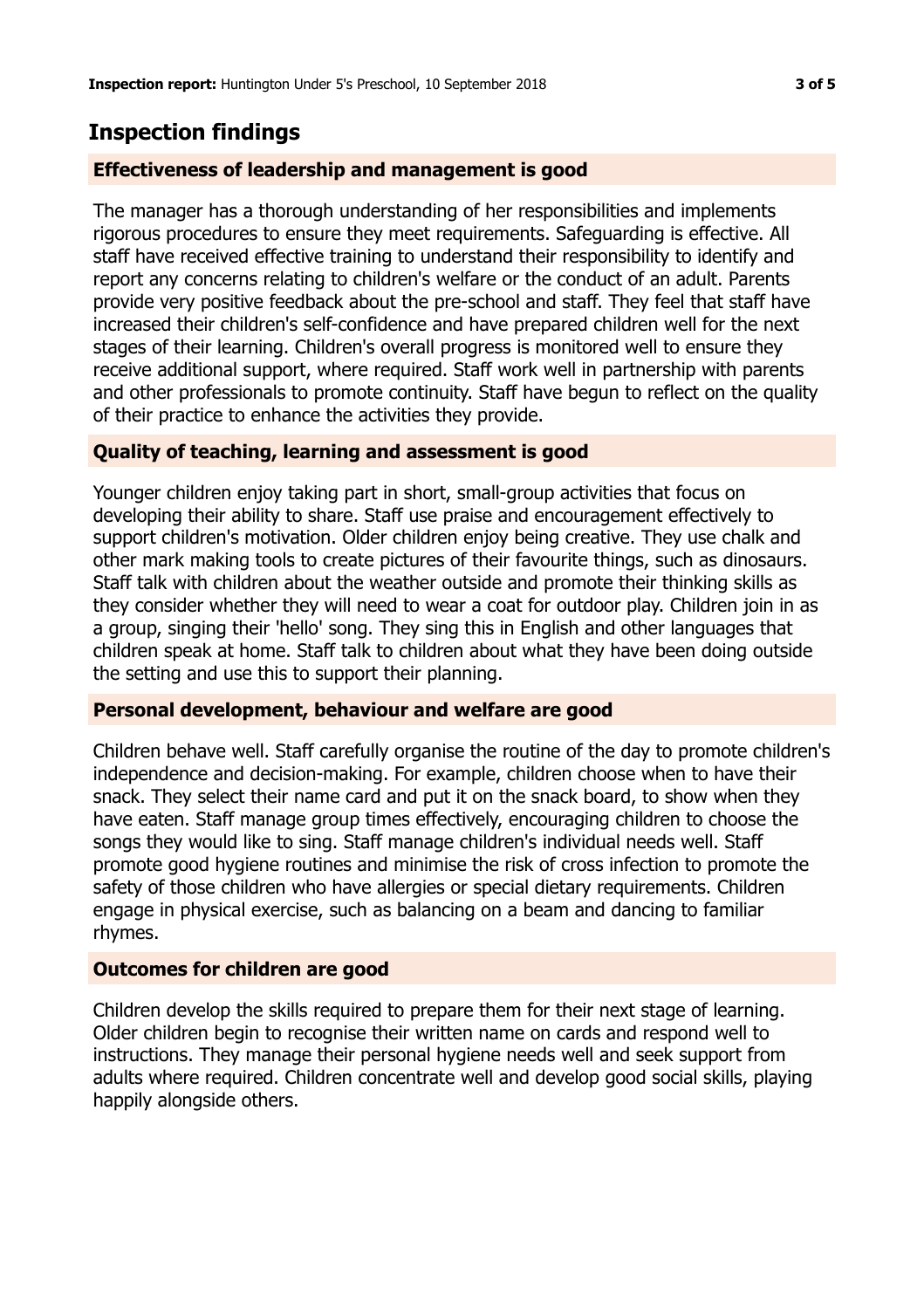## Inspection findings

### Effectiveness of leadership and management is good

The manager has a thorough understanding of her responsibilities and implements rigorous procedures to ensure they meet requirements. Safeguarding is effective. All staff have received effective training to understand their responsibility to identify and report any concerns relating to children's welfare or the conduct of an adult. Parents provide very positive feedback about the pre-school and staff. They feel that staff have increased their children's self-confidence and have prepared children well for the next stages of their learning. Children's overall progress is monitored well to ensure they receive additional support, where required. Staff work well in partnership with parents and other professionals to promote continuity. Staff have begun to reflect on the quality of their practice to enhance the activities they provide.

### Quality of teaching, learning and assessment is good

Younger children enjoy taking part in short, small-group activities that focus on developing their ability to share. Staff use praise and encouragement effectively to support children's motivation. Older children enjoy being creative. They use chalk and other mark making tools to create pictures of their favourite things, such as dinosaurs. Staff talk with children about the weather outside and promote their thinking skills as they consider whether they will need to wear a coat for outdoor play. Children join in as a group, singing their 'hello' song. They sing this in English and other languages that children speak at home. Staff talk to children about what they have been doing outside the setting and use this to support their planning.

### Personal development, behaviour and welfare are good

Children behave well. Staff carefully organise the routine of the day to promote children's independence and decision-making. For example, children choose when to have their snack. They select their name card and put it on the snack board, to show when they have eaten. Staff manage group times effectively, encouraging children to choose the songs they would like to sing. Staff manage children's individual needs well. Staff promote good hygiene routines and minimise the risk of cross infection to promote the safety of those children who have allergies or special dietary requirements. Children engage in physical exercise, such as balancing on a beam and dancing to familiar rhymes.

### Outcomes for children are good

Children develop the skills required to prepare them for their next stage of learning. Older children begin to recognise their written name on cards and respond well to instructions. They manage their personal hygiene needs well and seek support from adults where required. Children concentrate well and develop good social skills, playing happily alongside others.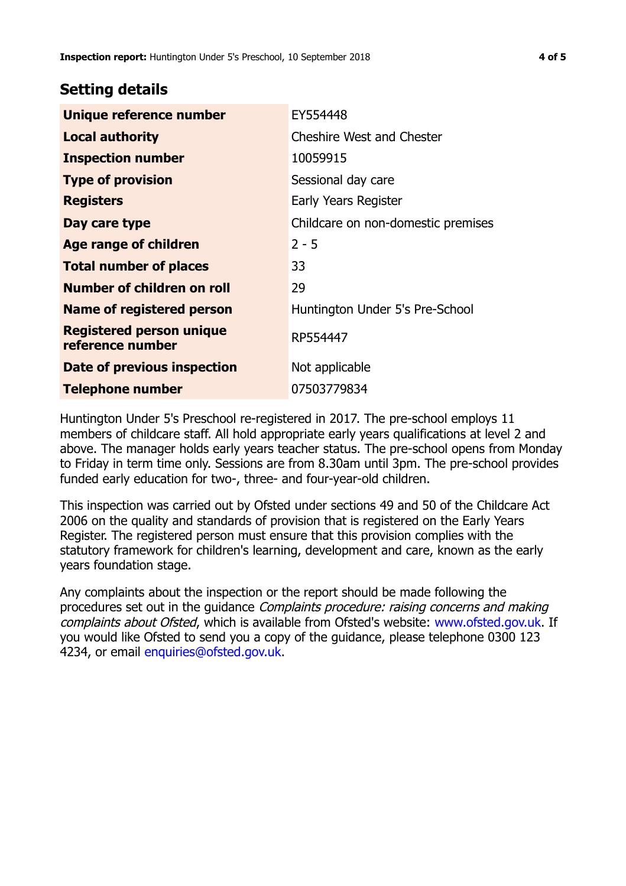## Setting details

| | |
|---|---|
| **Unique reference number** | EY554448 |
| **Local authority** | Cheshire West and Chester |
| **Inspection number** | 10059915 |
| **Type of provision** | Sessional day care |
| **Registers** | Early Years Register |
| **Day care type** | Childcare on non-domestic premises |
| **Age range of children** | 2 - 5 |
| **Total number of places** | 33 |
| **Number of children on roll** | 29 |
| **Name of registered person** | Huntington Under 5's Pre-School |
| **Registered person unique reference number** | RP554447 |
| **Date of previous inspection** | Not applicable |
| **Telephone number** | 07503779834 |

Huntington Under 5's Preschool re-registered in 2017. The pre-school employs 11 members of childcare staff. All hold appropriate early years qualifications at level 2 and above. The manager holds early years teacher status. The pre-school opens from Monday to Friday in term time only. Sessions are from 8.30am until 3pm. The pre-school provides funded early education for two-, three- and four-year-old children.

This inspection was carried out by Ofsted under sections 49 and 50 of the Childcare Act 2006 on the quality and standards of provision that is registered on the Early Years Register. The registered person must ensure that this provision complies with the statutory framework for children's learning, development and care, known as the early years foundation stage.

Any complaints about the inspection or the report should be made following the procedures set out in the guidance *Complaints procedure: raising concerns and making complaints about Ofsted*, which is available from Ofsted's website: www.ofsted.gov.uk. If you would like Ofsted to send you a copy of the guidance, please telephone 0300 123 4234, or email enquiries@ofsted.gov.uk.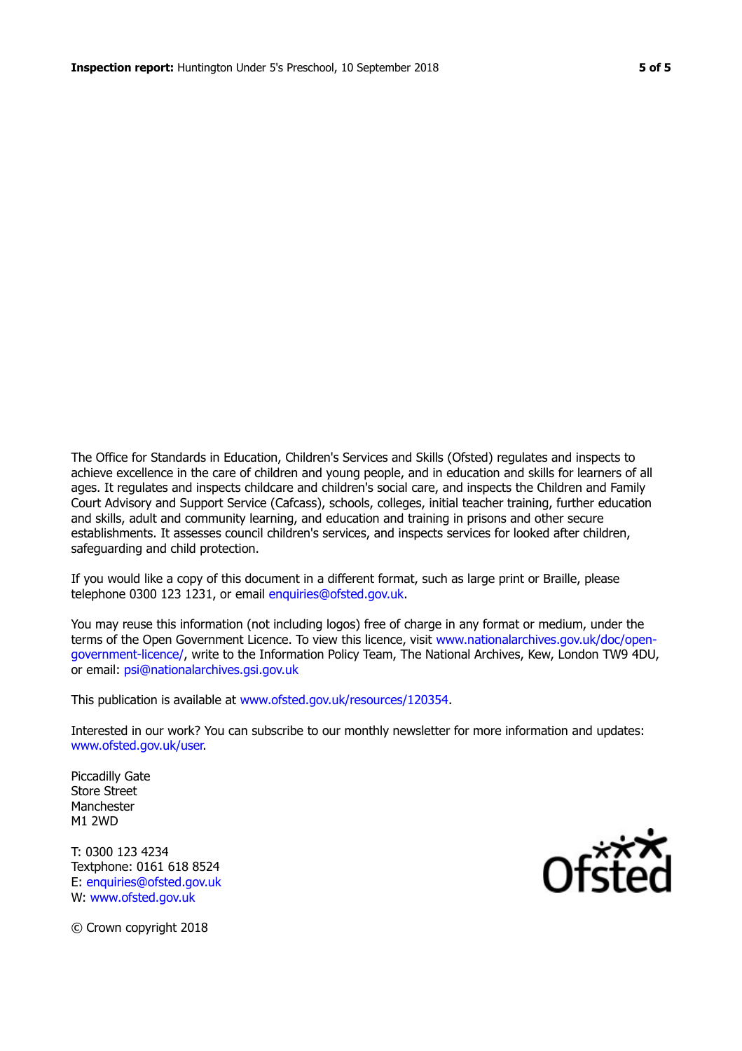The Office for Standards in Education, Children's Services and Skills (Ofsted) regulates and inspects to achieve excellence in the care of children and young people, and in education and skills for learners of all ages. It regulates and inspects childcare and children's social care, and inspects the Children and Family Court Advisory and Support Service (Cafcass), schools, colleges, initial teacher training, further education and skills, adult and community learning, and education and training in prisons and other secure establishments. It assesses council children's services, and inspects services for looked after children, safeguarding and child protection.

If you would like a copy of this document in a different format, such as large print or Braille, please telephone 0300 123 1231, or email enquiries@ofsted.gov.uk.

You may reuse this information (not including logos) free of charge in any format or medium, under the terms of the Open Government Licence. To view this licence, visit www.nationalarchives.gov.uk/doc/open-government-licence/, write to the Information Policy Team, The National Archives, Kew, London TW9 4DU, or email: psi@nationalarchives.gsi.gov.uk

This publication is available at www.ofsted.gov.uk/resources/120354.

Interested in our work? You can subscribe to our monthly newsletter for more information and updates: www.ofsted.gov.uk/user.

Piccadilly Gate
Store Street
Manchester
M1 2WD

T: 0300 123 4234
Textphone: 0161 618 8524
E: enquiries@ofsted.gov.uk
W: www.ofsted.gov.uk

© Crown copyright 2018